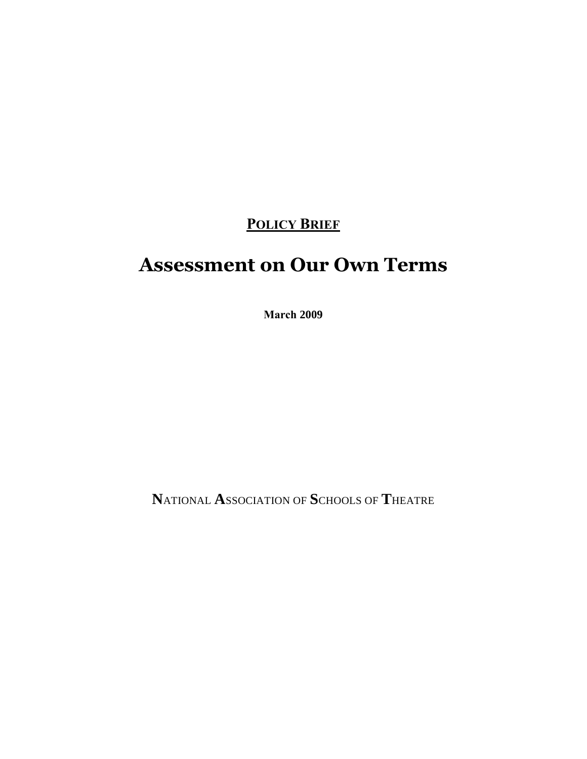**<u>POLICY BRIEF</u>**

# Assessment on Our Own Terms

**March 2009**

**N**ATIONAL **A**SSOCIATION OF **S**CHOOLS OF **T**HEATRE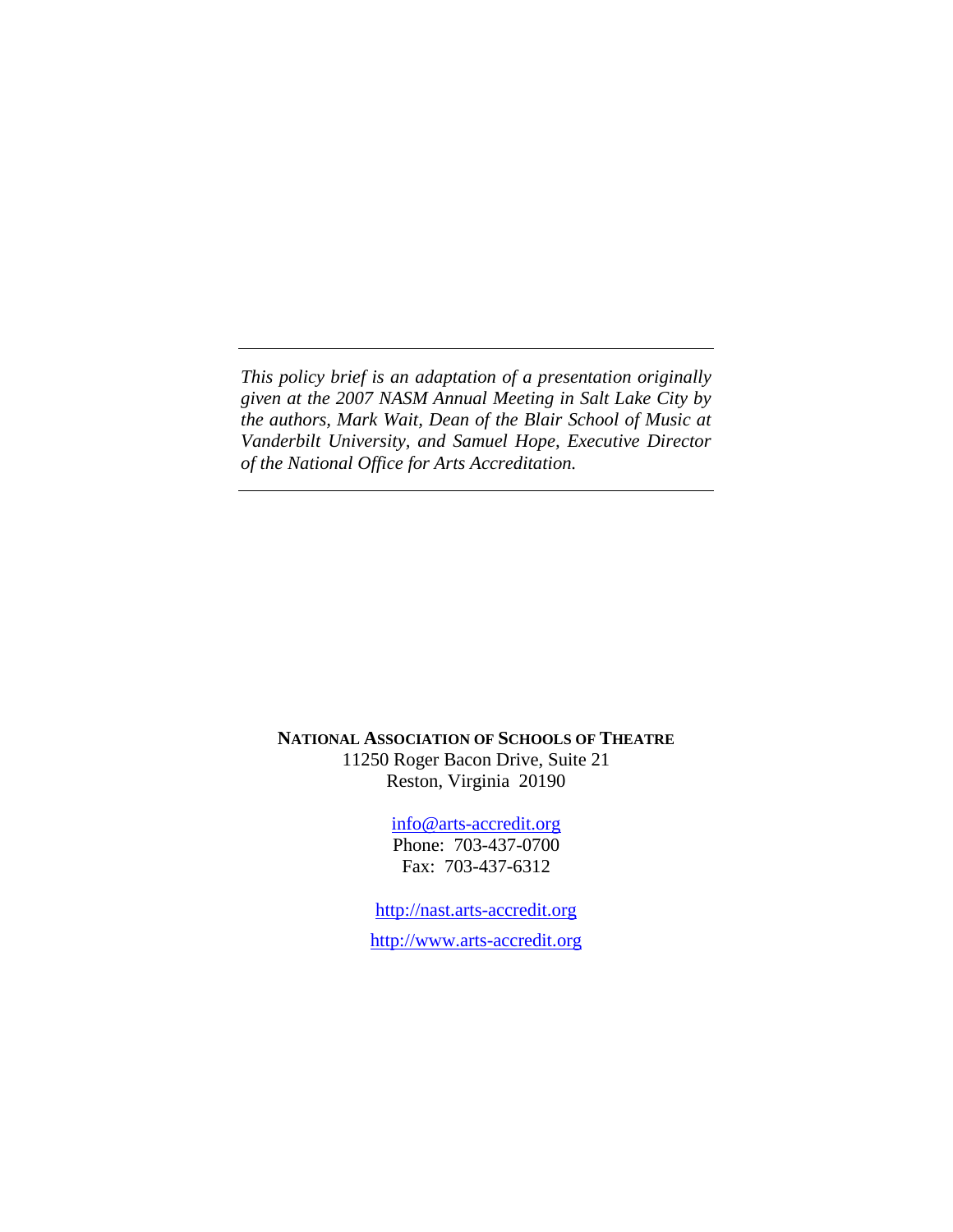---

*This policy brief is an adaptation of a presentation originally given at the 2007 NASM Annual Meeting in Salt Lake City by the authors, Mark Wait, Dean of the Blair School of Music at Vanderbilt University, and Samuel Hope, Executive Director of the National Office for Arts Accreditation.*

---

**NATIONAL ASSOCIATION OF SCHOOLS OF THEATRE**
11250 Roger Bacon Drive, Suite 21
Reston, Virginia 20190

info@arts-accredit.org
Phone: 703-437-0700
Fax: 703-437-6312

http://nast.arts-accredit.org

http://www.arts-accredit.org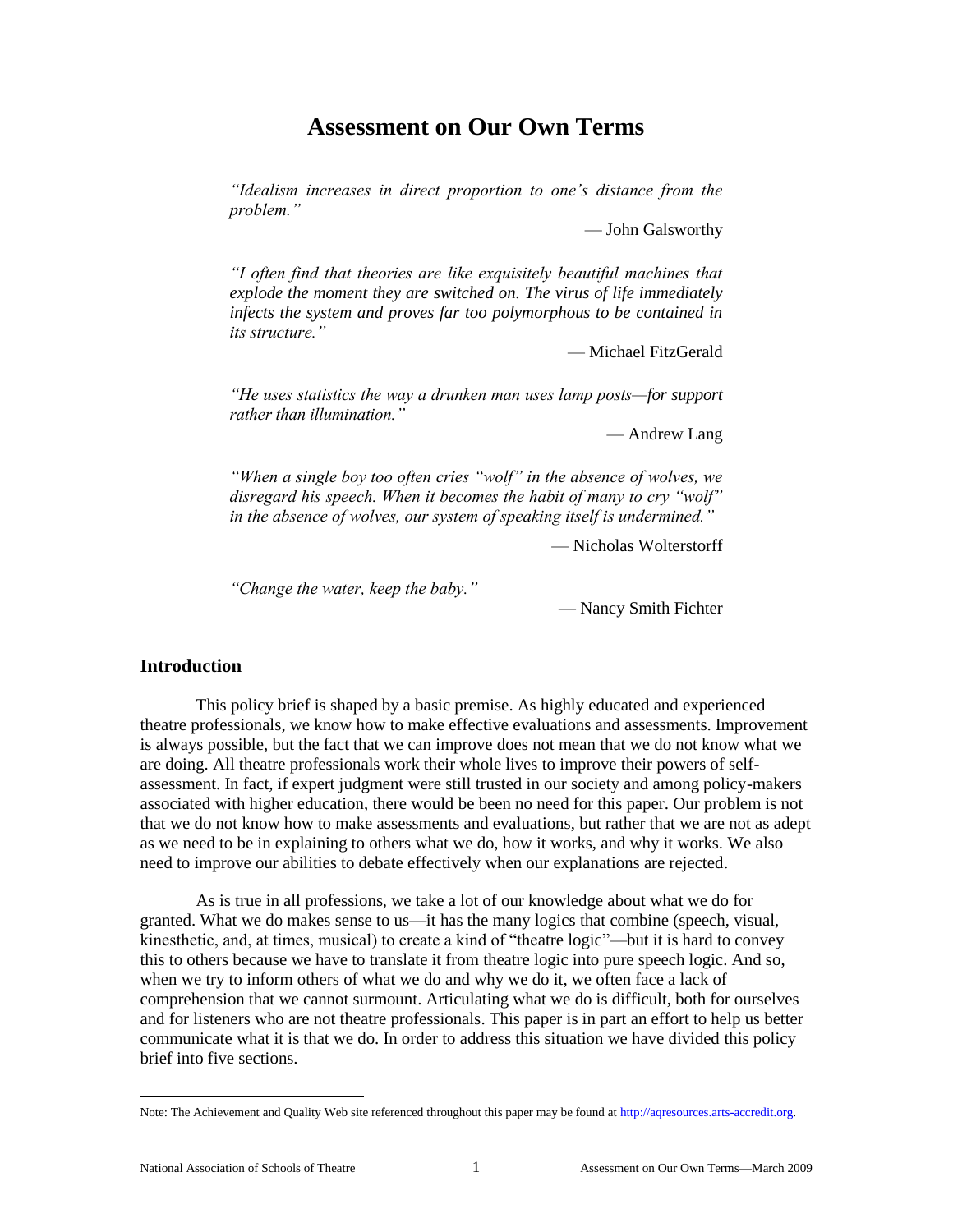# Assessment on Our Own Terms

> *"Idealism increases in direct proportion to one's distance from the problem."*
>
> — John Galsworthy

> *"I often find that theories are like exquisitely beautiful machines that explode the moment they are switched on. The virus of life immediately infects the system and proves far too polymorphous to be contained in its structure."*
>
> — Michael FitzGerald

> *"He uses statistics the way a drunken man uses lamp posts—for support rather than illumination."*
>
> — Andrew Lang

> *"When a single boy too often cries "wolf" in the absence of wolves, we disregard his speech. When it becomes the habit of many to cry "wolf" in the absence of wolves, our system of speaking itself is undermined."*
>
> — Nicholas Wolterstorff

> *"Change the water, keep the baby."*
>
> — Nancy Smith Fichter

## Introduction

This policy brief is shaped by a basic premise. As highly educated and experienced theatre professionals, we know how to make effective evaluations and assessments. Improvement is always possible, but the fact that we can improve does not mean that we do not know what we are doing. All theatre professionals work their whole lives to improve their powers of self-assessment. In fact, if expert judgment were still trusted in our society and among policy-makers associated with higher education, there would be been no need for this paper. Our problem is not that we do not know how to make assessments and evaluations, but rather that we are not as adept as we need to be in explaining to others what we do, how it works, and why it works. We also need to improve our abilities to debate effectively when our explanations are rejected.

As is true in all professions, we take a lot of our knowledge about what we do for granted. What we do makes sense to us—it has the many logics that combine (speech, visual, kinesthetic, and, at times, musical) to create a kind of "theatre logic"—but it is hard to convey this to others because we have to translate it from theatre logic into pure speech logic. And so, when we try to inform others of what we do and why we do it, we often face a lack of comprehension that we cannot surmount. Articulating what we do is difficult, both for ourselves and for listeners who are not theatre professionals. This paper is in part an effort to help us better communicate what it is that we do. In order to address this situation we have divided this policy brief into five sections.

---

Note: The Achievement and Quality Web site referenced throughout this paper may be found at http://aqresources.arts-accredit.org.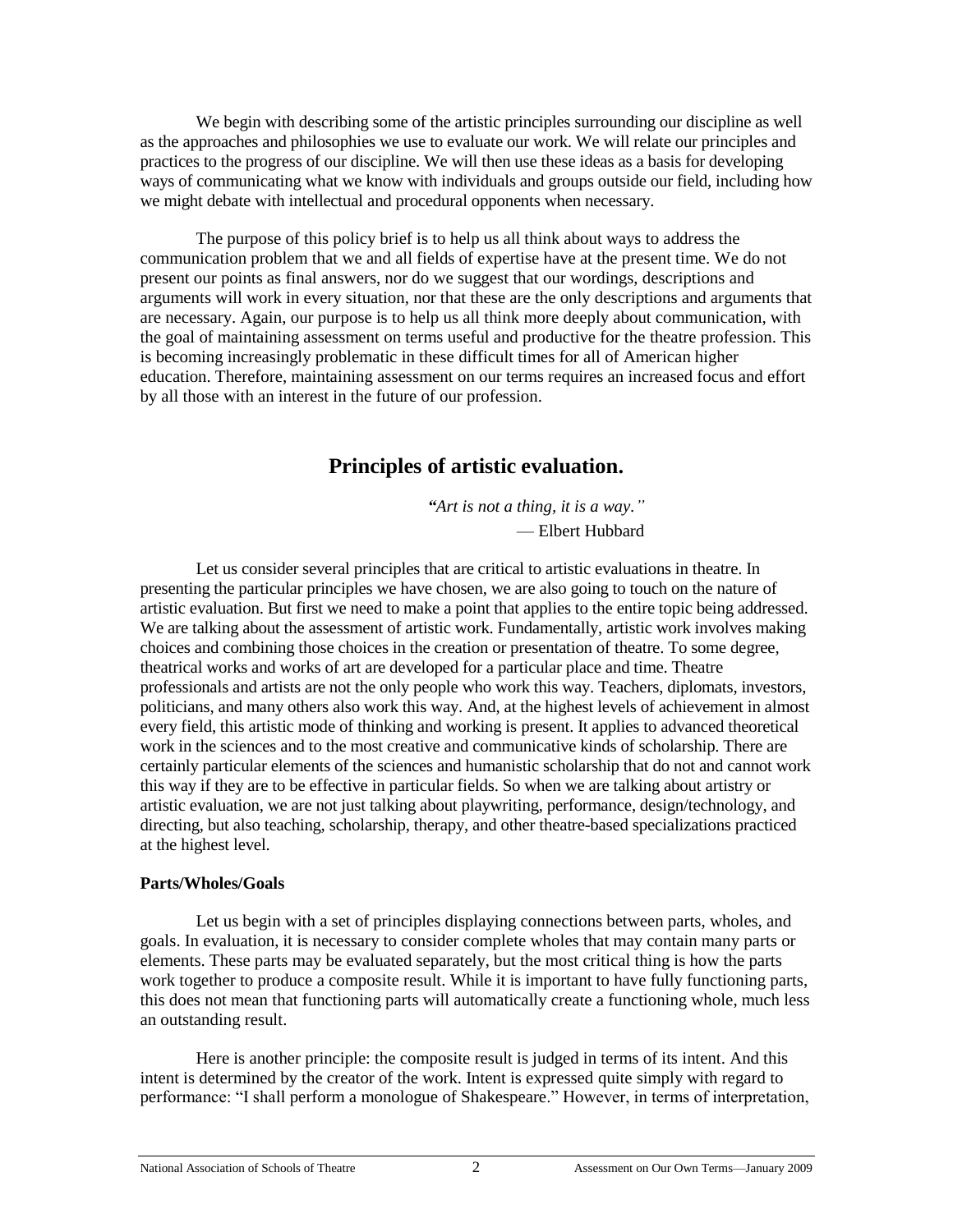We begin with describing some of the artistic principles surrounding our discipline as well as the approaches and philosophies we use to evaluate our work. We will relate our principles and practices to the progress of our discipline. We will then use these ideas as a basis for developing ways of communicating what we know with individuals and groups outside our field, including how we might debate with intellectual and procedural opponents when necessary.

The purpose of this policy brief is to help us all think about ways to address the communication problem that we and all fields of expertise have at the present time. We do not present our points as final answers, nor do we suggest that our wordings, descriptions and arguments will work in every situation, nor that these are the only descriptions and arguments that are necessary. Again, our purpose is to help us all think more deeply about communication, with the goal of maintaining assessment on terms useful and productive for the theatre profession. This is becoming increasingly problematic in these difficult times for all of American higher education. Therefore, maintaining assessment on our terms requires an increased focus and effort by all those with an interest in the future of our profession.

## Principles of artistic evaluation.

*"Art is not a thing, it is a way."*
— Elbert Hubbard

Let us consider several principles that are critical to artistic evaluations in theatre. In presenting the particular principles we have chosen, we are also going to touch on the nature of artistic evaluation. But first we need to make a point that applies to the entire topic being addressed. We are talking about the assessment of artistic work. Fundamentally, artistic work involves making choices and combining those choices in the creation or presentation of theatre. To some degree, theatrical works and works of art are developed for a particular place and time. Theatre professionals and artists are not the only people who work this way. Teachers, diplomats, investors, politicians, and many others also work this way. And, at the highest levels of achievement in almost every field, this artistic mode of thinking and working is present. It applies to advanced theoretical work in the sciences and to the most creative and communicative kinds of scholarship. There are certainly particular elements of the sciences and humanistic scholarship that do not and cannot work this way if they are to be effective in particular fields. So when we are talking about artistry or artistic evaluation, we are not just talking about playwriting, performance, design/technology, and directing, but also teaching, scholarship, therapy, and other theatre-based specializations practiced at the highest level.

**Parts/Wholes/Goals**

Let us begin with a set of principles displaying connections between parts, wholes, and goals. In evaluation, it is necessary to consider complete wholes that may contain many parts or elements. These parts may be evaluated separately, but the most critical thing is how the parts work together to produce a composite result. While it is important to have fully functioning parts, this does not mean that functioning parts will automatically create a functioning whole, much less an outstanding result.

Here is another principle: the composite result is judged in terms of its intent. And this intent is determined by the creator of the work. Intent is expressed quite simply with regard to performance: "I shall perform a monologue of Shakespeare." However, in terms of interpretation,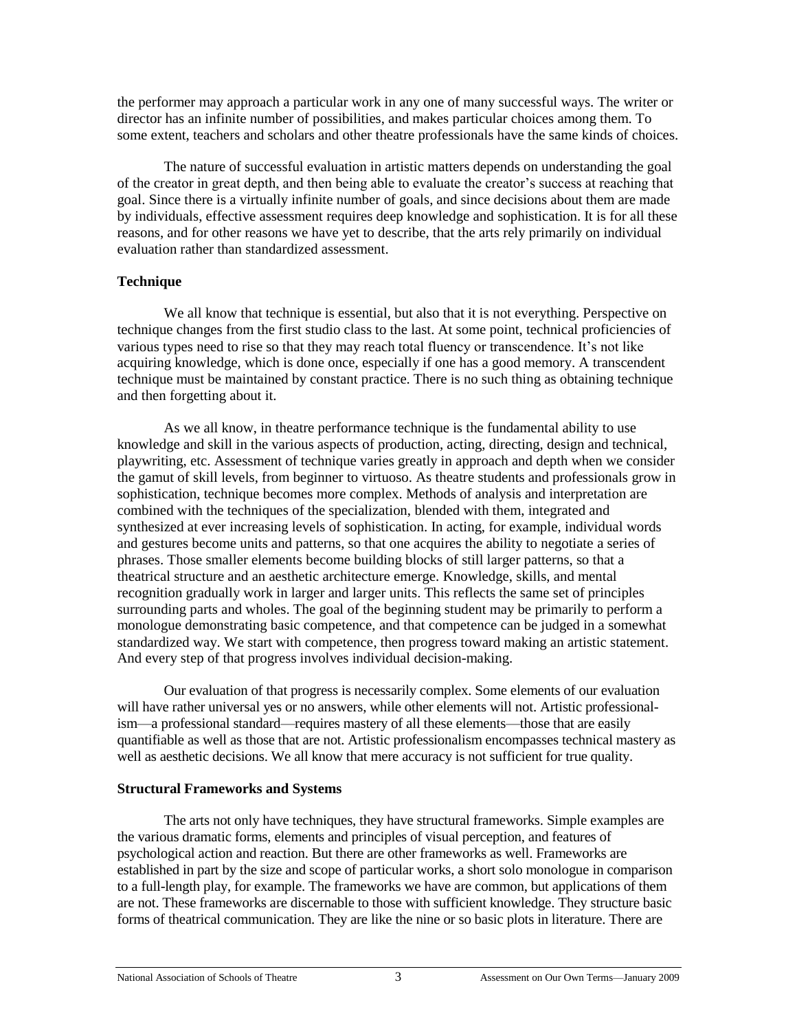the performer may approach a particular work in any one of many successful ways. The writer or director has an infinite number of possibilities, and makes particular choices among them. To some extent, teachers and scholars and other theatre professionals have the same kinds of choices.

The nature of successful evaluation in artistic matters depends on understanding the goal of the creator in great depth, and then being able to evaluate the creator's success at reaching that goal. Since there is a virtually infinite number of goals, and since decisions about them are made by individuals, effective assessment requires deep knowledge and sophistication. It is for all these reasons, and for other reasons we have yet to describe, that the arts rely primarily on individual evaluation rather than standardized assessment.

**Technique**

We all know that technique is essential, but also that it is not everything. Perspective on technique changes from the first studio class to the last. At some point, technical proficiencies of various types need to rise so that they may reach total fluency or transcendence. It's not like acquiring knowledge, which is done once, especially if one has a good memory. A transcendent technique must be maintained by constant practice. There is no such thing as obtaining technique and then forgetting about it.

As we all know, in theatre performance technique is the fundamental ability to use knowledge and skill in the various aspects of production, acting, directing, design and technical, playwriting, etc. Assessment of technique varies greatly in approach and depth when we consider the gamut of skill levels, from beginner to virtuoso. As theatre students and professionals grow in sophistication, technique becomes more complex. Methods of analysis and interpretation are combined with the techniques of the specialization, blended with them, integrated and synthesized at ever increasing levels of sophistication. In acting, for example, individual words and gestures become units and patterns, so that one acquires the ability to negotiate a series of phrases. Those smaller elements become building blocks of still larger patterns, so that a theatrical structure and an aesthetic architecture emerge. Knowledge, skills, and mental recognition gradually work in larger and larger units. This reflects the same set of principles surrounding parts and wholes. The goal of the beginning student may be primarily to perform a monologue demonstrating basic competence, and that competence can be judged in a somewhat standardized way. We start with competence, then progress toward making an artistic statement. And every step of that progress involves individual decision-making.

Our evaluation of that progress is necessarily complex. Some elements of our evaluation will have rather universal yes or no answers, while other elements will not. Artistic professionalism—a professional standard—requires mastery of all these elements—those that are easily quantifiable as well as those that are not. Artistic professionalism encompasses technical mastery as well as aesthetic decisions. We all know that mere accuracy is not sufficient for true quality.

**Structural Frameworks and Systems**

The arts not only have techniques, they have structural frameworks. Simple examples are the various dramatic forms, elements and principles of visual perception, and features of psychological action and reaction. But there are other frameworks as well. Frameworks are established in part by the size and scope of particular works, a short solo monologue in comparison to a full-length play, for example. The frameworks we have are common, but applications of them are not. These frameworks are discernable to those with sufficient knowledge. They structure basic forms of theatrical communication. They are like the nine or so basic plots in literature. There are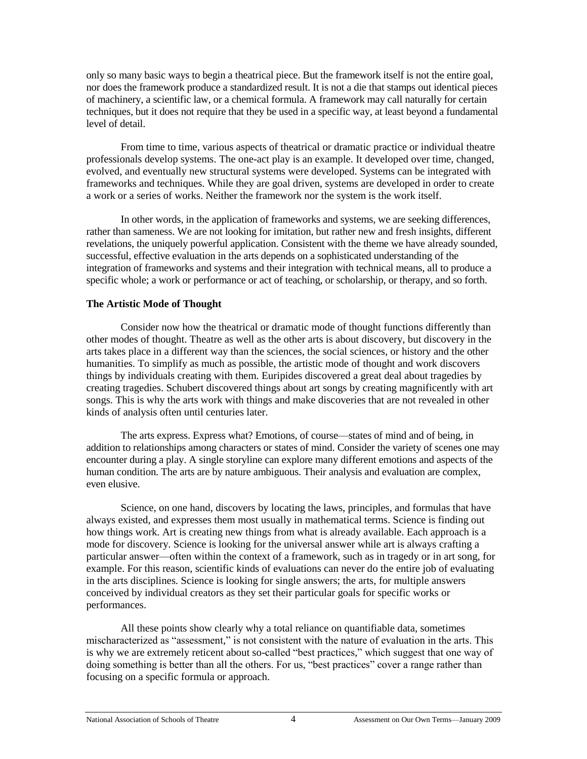only so many basic ways to begin a theatrical piece. But the framework itself is not the entire goal, nor does the framework produce a standardized result. It is not a die that stamps out identical pieces of machinery, a scientific law, or a chemical formula. A framework may call naturally for certain techniques, but it does not require that they be used in a specific way, at least beyond a fundamental level of detail.

From time to time, various aspects of theatrical or dramatic practice or individual theatre professionals develop systems. The one-act play is an example. It developed over time, changed, evolved, and eventually new structural systems were developed. Systems can be integrated with frameworks and techniques. While they are goal driven, systems are developed in order to create a work or a series of works. Neither the framework nor the system is the work itself.

In other words, in the application of frameworks and systems, we are seeking differences, rather than sameness. We are not looking for imitation, but rather new and fresh insights, different revelations, the uniquely powerful application. Consistent with the theme we have already sounded, successful, effective evaluation in the arts depends on a sophisticated understanding of the integration of frameworks and systems and their integration with technical means, all to produce a specific whole; a work or performance or act of teaching, or scholarship, or therapy, and so forth.

**The Artistic Mode of Thought**

Consider now how the theatrical or dramatic mode of thought functions differently than other modes of thought. Theatre as well as the other arts is about discovery, but discovery in the arts takes place in a different way than the sciences, the social sciences, or history and the other humanities. To simplify as much as possible, the artistic mode of thought and work discovers things by individuals creating with them. Euripides discovered a great deal about tragedies by creating tragedies. Schubert discovered things about art songs by creating magnificently with art songs. This is why the arts work with things and make discoveries that are not revealed in other kinds of analysis often until centuries later.

The arts express. Express what? Emotions, of course—states of mind and of being, in addition to relationships among characters or states of mind. Consider the variety of scenes one may encounter during a play. A single storyline can explore many different emotions and aspects of the human condition. The arts are by nature ambiguous. Their analysis and evaluation are complex, even elusive.

Science, on one hand, discovers by locating the laws, principles, and formulas that have always existed, and expresses them most usually in mathematical terms. Science is finding out how things work. Art is creating new things from what is already available. Each approach is a mode for discovery. Science is looking for the universal answer while art is always crafting a particular answer—often within the context of a framework, such as in tragedy or in art song, for example. For this reason, scientific kinds of evaluations can never do the entire job of evaluating in the arts disciplines. Science is looking for single answers; the arts, for multiple answers conceived by individual creators as they set their particular goals for specific works or performances.

All these points show clearly why a total reliance on quantifiable data, sometimes mischaracterized as "assessment," is not consistent with the nature of evaluation in the arts. This is why we are extremely reticent about so-called "best practices," which suggest that one way of doing something is better than all the others. For us, "best practices" cover a range rather than focusing on a specific formula or approach.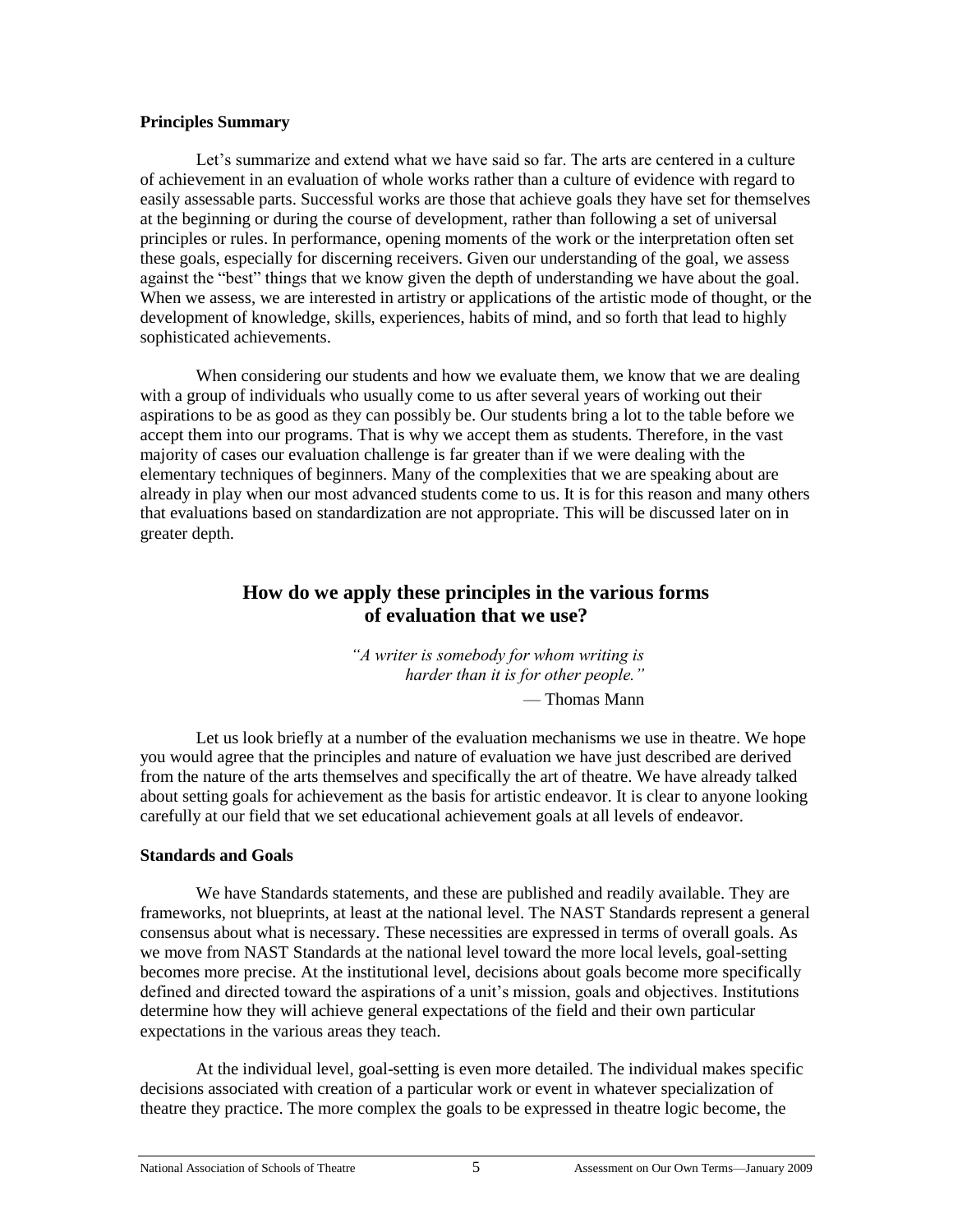**Principles Summary**

Let's summarize and extend what we have said so far. The arts are centered in a culture of achievement in an evaluation of whole works rather than a culture of evidence with regard to easily assessable parts. Successful works are those that achieve goals they have set for themselves at the beginning or during the course of development, rather than following a set of universal principles or rules. In performance, opening moments of the work or the interpretation often set these goals, especially for discerning receivers. Given our understanding of the goal, we assess against the "best" things that we know given the depth of understanding we have about the goal. When we assess, we are interested in artistry or applications of the artistic mode of thought, or the development of knowledge, skills, experiences, habits of mind, and so forth that lead to highly sophisticated achievements.

When considering our students and how we evaluate them, we know that we are dealing with a group of individuals who usually come to us after several years of working out their aspirations to be as good as they can possibly be. Our students bring a lot to the table before we accept them into our programs. That is why we accept them as students. Therefore, in the vast majority of cases our evaluation challenge is far greater than if we were dealing with the elementary techniques of beginners. Many of the complexities that we are speaking about are already in play when our most advanced students come to us. It is for this reason and many others that evaluations based on standardization are not appropriate. This will be discussed later on in greater depth.

## How do we apply these principles in the various forms of evaluation that we use?

*"A writer is somebody for whom writing is harder than it is for other people."*
— Thomas Mann

Let us look briefly at a number of the evaluation mechanisms we use in theatre. We hope you would agree that the principles and nature of evaluation we have just described are derived from the nature of the arts themselves and specifically the art of theatre. We have already talked about setting goals for achievement as the basis for artistic endeavor. It is clear to anyone looking carefully at our field that we set educational achievement goals at all levels of endeavor.

**Standards and Goals**

We have Standards statements, and these are published and readily available. They are frameworks, not blueprints, at least at the national level. The NAST Standards represent a general consensus about what is necessary. These necessities are expressed in terms of overall goals. As we move from NAST Standards at the national level toward the more local levels, goal-setting becomes more precise. At the institutional level, decisions about goals become more specifically defined and directed toward the aspirations of a unit's mission, goals and objectives. Institutions determine how they will achieve general expectations of the field and their own particular expectations in the various areas they teach.

At the individual level, goal-setting is even more detailed. The individual makes specific decisions associated with creation of a particular work or event in whatever specialization of theatre they practice. The more complex the goals to be expressed in theatre logic become, the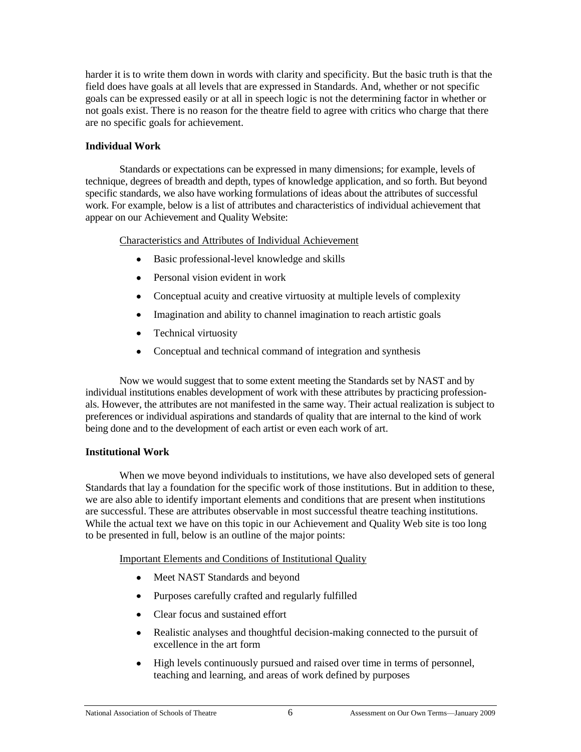harder it is to write them down in words with clarity and specificity. But the basic truth is that the field does have goals at all levels that are expressed in Standards. And, whether or not specific goals can be expressed easily or at all in speech logic is not the determining factor in whether or not goals exist. There is no reason for the theatre field to agree with critics who charge that there are no specific goals for achievement.

**Individual Work**

Standards or expectations can be expressed in many dimensions; for example, levels of technique, degrees of breadth and depth, types of knowledge application, and so forth. But beyond specific standards, we also have working formulations of ideas about the attributes of successful work. For example, below is a list of attributes and characteristics of individual achievement that appear on our Achievement and Quality Website:

Characteristics and Attributes of Individual Achievement

- Basic professional-level knowledge and skills
- Personal vision evident in work
- Conceptual acuity and creative virtuosity at multiple levels of complexity
- Imagination and ability to channel imagination to reach artistic goals
- Technical virtuosity
- Conceptual and technical command of integration and synthesis

Now we would suggest that to some extent meeting the Standards set by NAST and by individual institutions enables development of work with these attributes by practicing professionals. However, the attributes are not manifested in the same way. Their actual realization is subject to preferences or individual aspirations and standards of quality that are internal to the kind of work being done and to the development of each artist or even each work of art.

**Institutional Work**

When we move beyond individuals to institutions, we have also developed sets of general Standards that lay a foundation for the specific work of those institutions. But in addition to these, we are also able to identify important elements and conditions that are present when institutions are successful. These are attributes observable in most successful theatre teaching institutions. While the actual text we have on this topic in our Achievement and Quality Web site is too long to be presented in full, below is an outline of the major points:

Important Elements and Conditions of Institutional Quality

- Meet NAST Standards and beyond
- Purposes carefully crafted and regularly fulfilled
- Clear focus and sustained effort
- Realistic analyses and thoughtful decision-making connected to the pursuit of excellence in the art form
- High levels continuously pursued and raised over time in terms of personnel, teaching and learning, and areas of work defined by purposes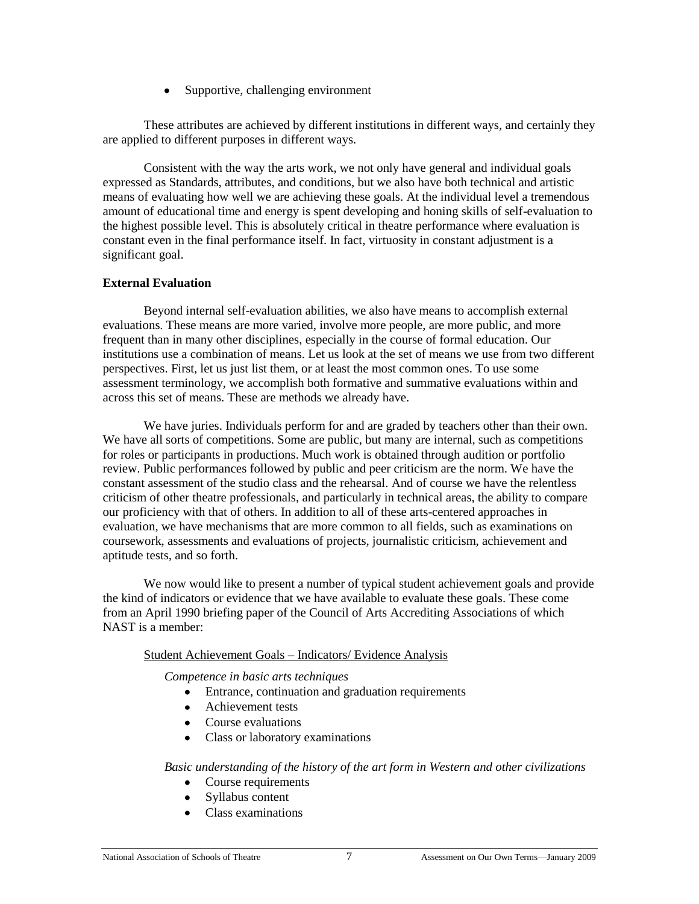- Supportive, challenging environment

These attributes are achieved by different institutions in different ways, and certainly they are applied to different purposes in different ways.

Consistent with the way the arts work, we not only have general and individual goals expressed as Standards, attributes, and conditions, but we also have both technical and artistic means of evaluating how well we are achieving these goals. At the individual level a tremendous amount of educational time and energy is spent developing and honing skills of self-evaluation to the highest possible level. This is absolutely critical in theatre performance where evaluation is constant even in the final performance itself. In fact, virtuosity in constant adjustment is a significant goal.

**External Evaluation**

Beyond internal self-evaluation abilities, we also have means to accomplish external evaluations. These means are more varied, involve more people, are more public, and more frequent than in many other disciplines, especially in the course of formal education. Our institutions use a combination of means. Let us look at the set of means we use from two different perspectives. First, let us just list them, or at least the most common ones. To use some assessment terminology, we accomplish both formative and summative evaluations within and across this set of means. These are methods we already have.

We have juries. Individuals perform for and are graded by teachers other than their own. We have all sorts of competitions. Some are public, but many are internal, such as competitions for roles or participants in productions. Much work is obtained through audition or portfolio review. Public performances followed by public and peer criticism are the norm. We have the constant assessment of the studio class and the rehearsal. And of course we have the relentless criticism of other theatre professionals, and particularly in technical areas, the ability to compare our proficiency with that of others. In addition to all of these arts-centered approaches in evaluation, we have mechanisms that are more common to all fields, such as examinations on coursework, assessments and evaluations of projects, journalistic criticism, achievement and aptitude tests, and so forth.

We now would like to present a number of typical student achievement goals and provide the kind of indicators or evidence that we have available to evaluate these goals. These come from an April 1990 briefing paper of the Council of Arts Accrediting Associations of which NAST is a member:

Student Achievement Goals – Indicators/ Evidence Analysis

*Competence in basic arts techniques*

- Entrance, continuation and graduation requirements
- Achievement tests
- Course evaluations
- Class or laboratory examinations

*Basic understanding of the history of the art form in Western and other civilizations*

- Course requirements
- Syllabus content
- Class examinations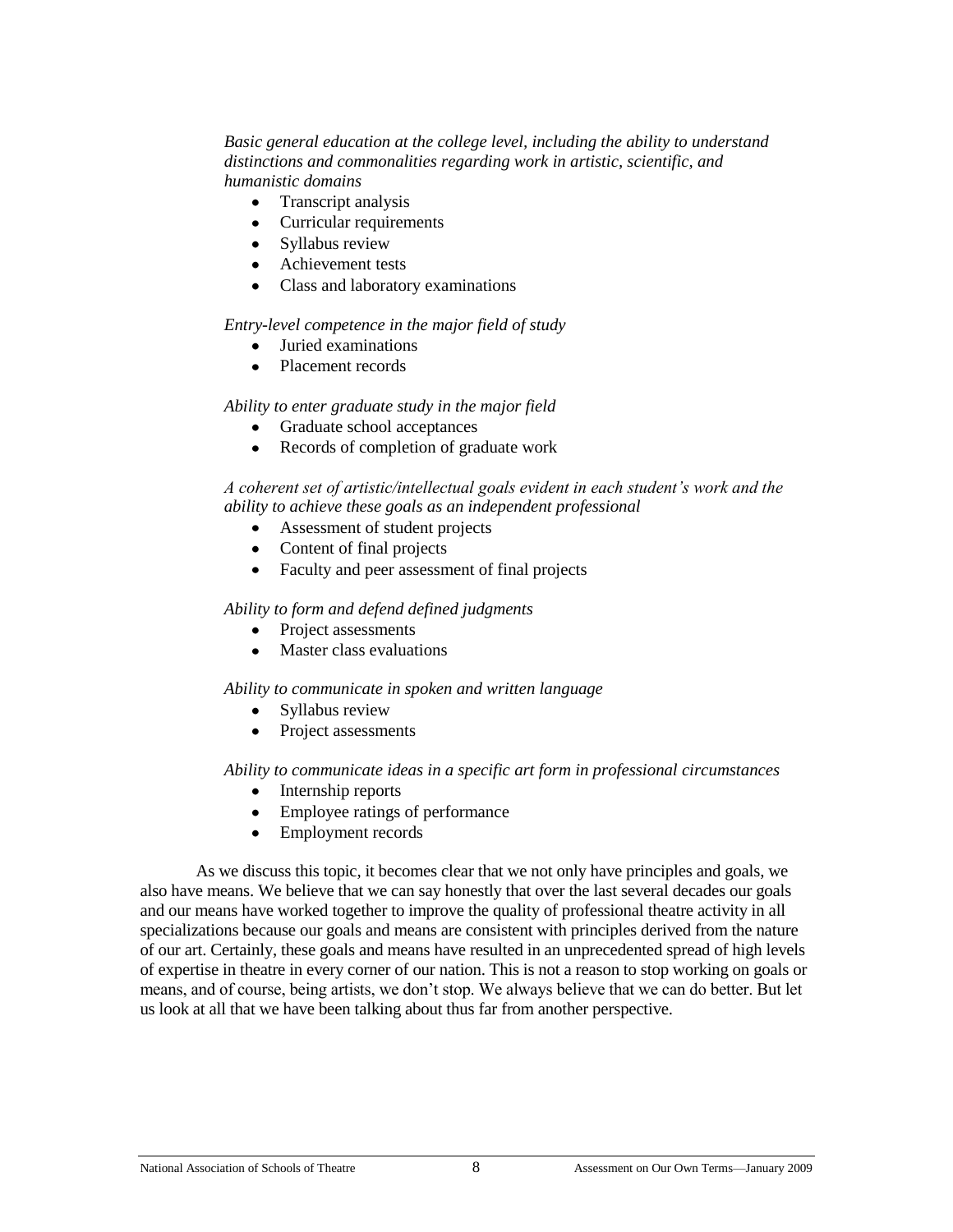*Basic general education at the college level, including the ability to understand distinctions and commonalities regarding work in artistic, scientific, and humanistic domains*

- Transcript analysis
- Curricular requirements
- Syllabus review
- Achievement tests
- Class and laboratory examinations

*Entry-level competence in the major field of study*

- Juried examinations
- Placement records

*Ability to enter graduate study in the major field*

- Graduate school acceptances
- Records of completion of graduate work

*A coherent set of artistic/intellectual goals evident in each student's work and the ability to achieve these goals as an independent professional*

- Assessment of student projects
- Content of final projects
- Faculty and peer assessment of final projects

*Ability to form and defend defined judgments*

- Project assessments
- Master class evaluations

*Ability to communicate in spoken and written language*

- Syllabus review
- Project assessments

*Ability to communicate ideas in a specific art form in professional circumstances*

- Internship reports
- Employee ratings of performance
- Employment records

As we discuss this topic, it becomes clear that we not only have principles and goals, we also have means. We believe that we can say honestly that over the last several decades our goals and our means have worked together to improve the quality of professional theatre activity in all specializations because our goals and means are consistent with principles derived from the nature of our art. Certainly, these goals and means have resulted in an unprecedented spread of high levels of expertise in theatre in every corner of our nation. This is not a reason to stop working on goals or means, and of course, being artists, we don't stop. We always believe that we can do better. But let us look at all that we have been talking about thus far from another perspective.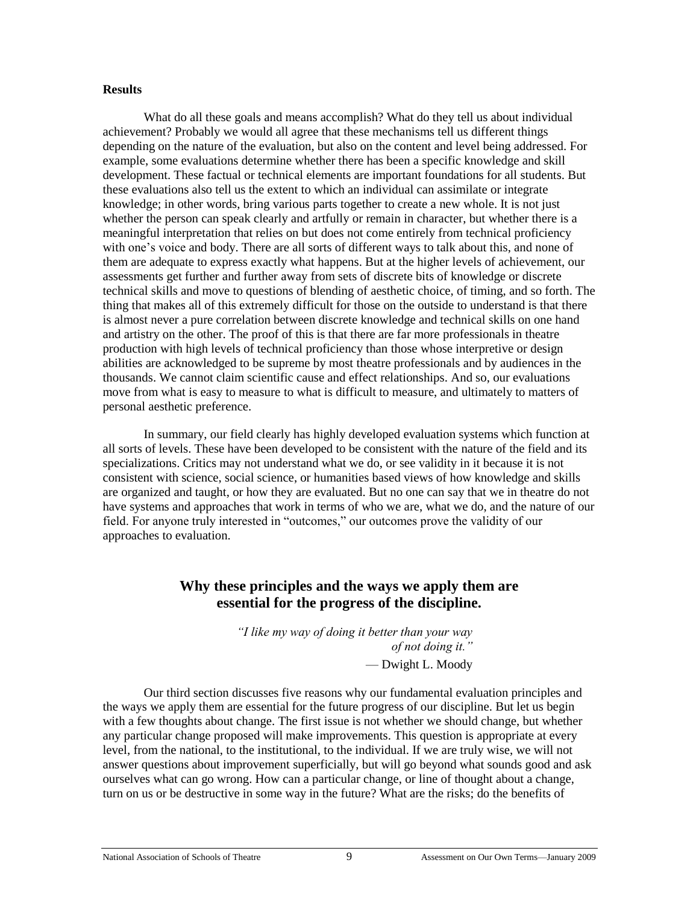**Results**

What do all these goals and means accomplish? What do they tell us about individual achievement? Probably we would all agree that these mechanisms tell us different things depending on the nature of the evaluation, but also on the content and level being addressed. For example, some evaluations determine whether there has been a specific knowledge and skill development. These factual or technical elements are important foundations for all students. But these evaluations also tell us the extent to which an individual can assimilate or integrate knowledge; in other words, bring various parts together to create a new whole. It is not just whether the person can speak clearly and artfully or remain in character, but whether there is a meaningful interpretation that relies on but does not come entirely from technical proficiency with one's voice and body. There are all sorts of different ways to talk about this, and none of them are adequate to express exactly what happens. But at the higher levels of achievement, our assessments get further and further away from sets of discrete bits of knowledge or discrete technical skills and move to questions of blending of aesthetic choice, of timing, and so forth. The thing that makes all of this extremely difficult for those on the outside to understand is that there is almost never a pure correlation between discrete knowledge and technical skills on one hand and artistry on the other. The proof of this is that there are far more professionals in theatre production with high levels of technical proficiency than those whose interpretive or design abilities are acknowledged to be supreme by most theatre professionals and by audiences in the thousands. We cannot claim scientific cause and effect relationships. And so, our evaluations move from what is easy to measure to what is difficult to measure, and ultimately to matters of personal aesthetic preference.

In summary, our field clearly has highly developed evaluation systems which function at all sorts of levels. These have been developed to be consistent with the nature of the field and its specializations. Critics may not understand what we do, or see validity in it because it is not consistent with science, social science, or humanities based views of how knowledge and skills are organized and taught, or how they are evaluated. But no one can say that we in theatre do not have systems and approaches that work in terms of who we are, what we do, and the nature of our field. For anyone truly interested in "outcomes," our outcomes prove the validity of our approaches to evaluation.

## Why these principles and the ways we apply them are essential for the progress of the discipline.

*"I like my way of doing it better than your way of not doing it."*
— Dwight L. Moody

Our third section discusses five reasons why our fundamental evaluation principles and the ways we apply them are essential for the future progress of our discipline. But let us begin with a few thoughts about change. The first issue is not whether we should change, but whether any particular change proposed will make improvements. This question is appropriate at every level, from the national, to the institutional, to the individual. If we are truly wise, we will not answer questions about improvement superficially, but will go beyond what sounds good and ask ourselves what can go wrong. How can a particular change, or line of thought about a change, turn on us or be destructive in some way in the future? What are the risks; do the benefits of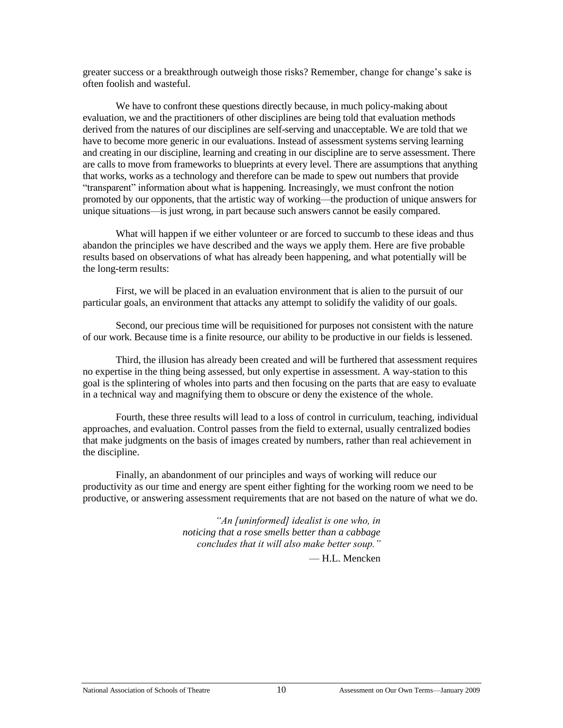greater success or a breakthrough outweigh those risks? Remember, change for change's sake is often foolish and wasteful.

We have to confront these questions directly because, in much policy-making about evaluation, we and the practitioners of other disciplines are being told that evaluation methods derived from the natures of our disciplines are self-serving and unacceptable. We are told that we have to become more generic in our evaluations. Instead of assessment systems serving learning and creating in our discipline, learning and creating in our discipline are to serve assessment. There are calls to move from frameworks to blueprints at every level. There are assumptions that anything that works, works as a technology and therefore can be made to spew out numbers that provide "transparent" information about what is happening. Increasingly, we must confront the notion promoted by our opponents, that the artistic way of working—the production of unique answers for unique situations—is just wrong, in part because such answers cannot be easily compared.

What will happen if we either volunteer or are forced to succumb to these ideas and thus abandon the principles we have described and the ways we apply them. Here are five probable results based on observations of what has already been happening, and what potentially will be the long-term results:

First, we will be placed in an evaluation environment that is alien to the pursuit of our particular goals, an environment that attacks any attempt to solidify the validity of our goals.

Second, our precious time will be requisitioned for purposes not consistent with the nature of our work. Because time is a finite resource, our ability to be productive in our fields is lessened.

Third, the illusion has already been created and will be furthered that assessment requires no expertise in the thing being assessed, but only expertise in assessment. A way-station to this goal is the splintering of wholes into parts and then focusing on the parts that are easy to evaluate in a technical way and magnifying them to obscure or deny the existence of the whole.

Fourth, these three results will lead to a loss of control in curriculum, teaching, individual approaches, and evaluation. Control passes from the field to external, usually centralized bodies that make judgments on the basis of images created by numbers, rather than real achievement in the discipline.

Finally, an abandonment of our principles and ways of working will reduce our productivity as our time and energy are spent either fighting for the working room we need to be productive, or answering assessment requirements that are not based on the nature of what we do.

> *"An [uninformed] idealist is one who, in noticing that a rose smells better than a cabbage concludes that it will also make better soup."*
>
> — H.L. Mencken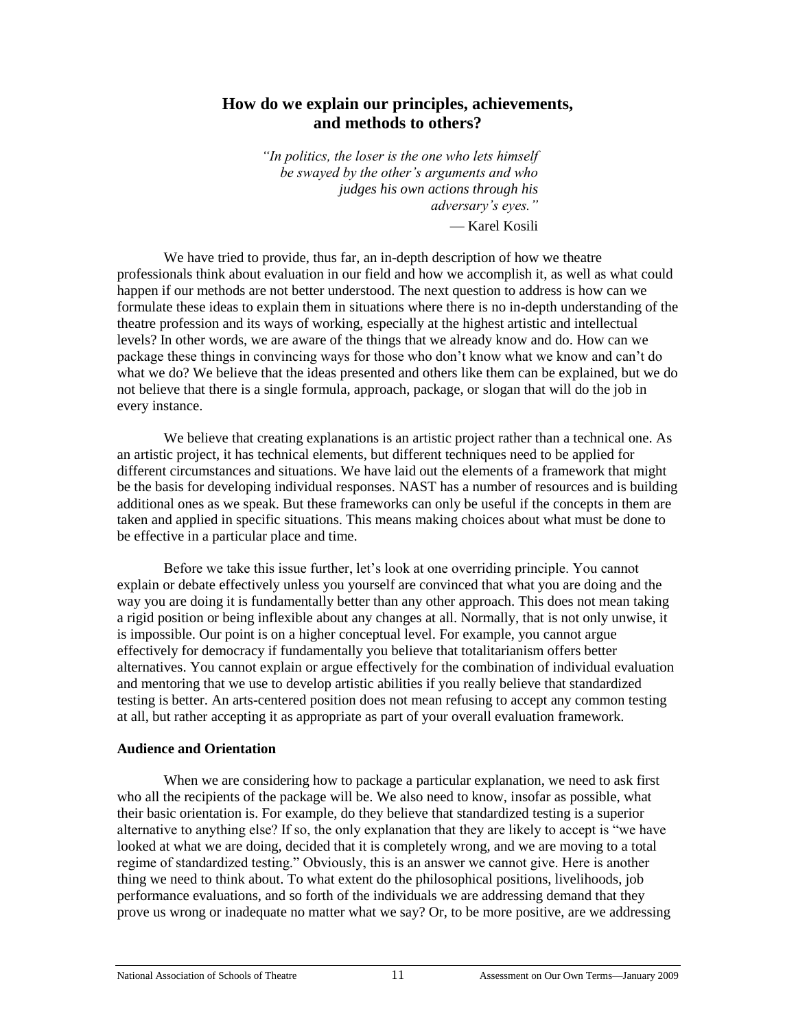## How do we explain our principles, achievements, and methods to others?

*"In politics, the loser is the one who lets himself be swayed by the other's arguments and who judges his own actions through his adversary's eyes."*

— Karel Kosili

We have tried to provide, thus far, an in-depth description of how we theatre professionals think about evaluation in our field and how we accomplish it, as well as what could happen if our methods are not better understood. The next question to address is how can we formulate these ideas to explain them in situations where there is no in-depth understanding of the theatre profession and its ways of working, especially at the highest artistic and intellectual levels? In other words, we are aware of the things that we already know and do. How can we package these things in convincing ways for those who don't know what we know and can't do what we do? We believe that the ideas presented and others like them can be explained, but we do not believe that there is a single formula, approach, package, or slogan that will do the job in every instance.

We believe that creating explanations is an artistic project rather than a technical one. As an artistic project, it has technical elements, but different techniques need to be applied for different circumstances and situations. We have laid out the elements of a framework that might be the basis for developing individual responses. NAST has a number of resources and is building additional ones as we speak. But these frameworks can only be useful if the concepts in them are taken and applied in specific situations. This means making choices about what must be done to be effective in a particular place and time.

Before we take this issue further, let's look at one overriding principle. You cannot explain or debate effectively unless you yourself are convinced that what you are doing and the way you are doing it is fundamentally better than any other approach. This does not mean taking a rigid position or being inflexible about any changes at all. Normally, that is not only unwise, it is impossible. Our point is on a higher conceptual level. For example, you cannot argue effectively for democracy if fundamentally you believe that totalitarianism offers better alternatives. You cannot explain or argue effectively for the combination of individual evaluation and mentoring that we use to develop artistic abilities if you really believe that standardized testing is better. An arts-centered position does not mean refusing to accept any common testing at all, but rather accepting it as appropriate as part of your overall evaluation framework.

**Audience and Orientation**

When we are considering how to package a particular explanation, we need to ask first who all the recipients of the package will be. We also need to know, insofar as possible, what their basic orientation is. For example, do they believe that standardized testing is a superior alternative to anything else? If so, the only explanation that they are likely to accept is "we have looked at what we are doing, decided that it is completely wrong, and we are moving to a total regime of standardized testing." Obviously, this is an answer we cannot give. Here is another thing we need to think about. To what extent do the philosophical positions, livelihoods, job performance evaluations, and so forth of the individuals we are addressing demand that they prove us wrong or inadequate no matter what we say? Or, to be more positive, are we addressing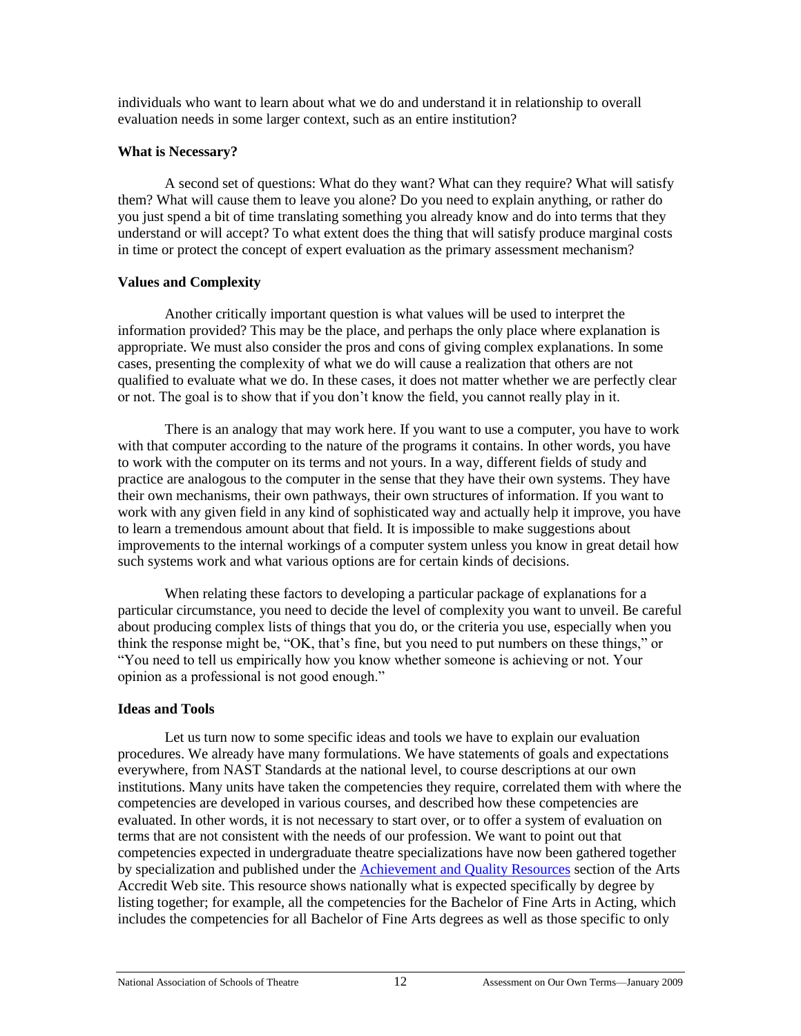individuals who want to learn about what we do and understand it in relationship to overall evaluation needs in some larger context, such as an entire institution?

### What is Necessary?

A second set of questions: What do they want? What can they require? What will satisfy them? What will cause them to leave you alone? Do you need to explain anything, or rather do you just spend a bit of time translating something you already know and do into terms that they understand or will accept? To what extent does the thing that will satisfy produce marginal costs in time or protect the concept of expert evaluation as the primary assessment mechanism?

### Values and Complexity

Another critically important question is what values will be used to interpret the information provided? This may be the place, and perhaps the only place where explanation is appropriate. We must also consider the pros and cons of giving complex explanations. In some cases, presenting the complexity of what we do will cause a realization that others are not qualified to evaluate what we do. In these cases, it does not matter whether we are perfectly clear or not. The goal is to show that if you don't know the field, you cannot really play in it.

There is an analogy that may work here. If you want to use a computer, you have to work with that computer according to the nature of the programs it contains. In other words, you have to work with the computer on its terms and not yours. In a way, different fields of study and practice are analogous to the computer in the sense that they have their own systems. They have their own mechanisms, their own pathways, their own structures of information. If you want to work with any given field in any kind of sophisticated way and actually help it improve, you have to learn a tremendous amount about that field. It is impossible to make suggestions about improvements to the internal workings of a computer system unless you know in great detail how such systems work and what various options are for certain kinds of decisions.

When relating these factors to developing a particular package of explanations for a particular circumstance, you need to decide the level of complexity you want to unveil. Be careful about producing complex lists of things that you do, or the criteria you use, especially when you think the response might be, "OK, that's fine, but you need to put numbers on these things," or "You need to tell us empirically how you know whether someone is achieving or not. Your opinion as a professional is not good enough."

### Ideas and Tools

Let us turn now to some specific ideas and tools we have to explain our evaluation procedures. We already have many formulations. We have statements of goals and expectations everywhere, from NAST Standards at the national level, to course descriptions at our own institutions. Many units have taken the competencies they require, correlated them with where the competencies are developed in various courses, and described how these competencies are evaluated. In other words, it is not necessary to start over, or to offer a system of evaluation on terms that are not consistent with the needs of our profession. We want to point out that competencies expected in undergraduate theatre specializations have now been gathered together by specialization and published under the Achievement and Quality Resources section of the Arts Accredit Web site. This resource shows nationally what is expected specifically by degree by listing together; for example, all the competencies for the Bachelor of Fine Arts in Acting, which includes the competencies for all Bachelor of Fine Arts degrees as well as those specific to only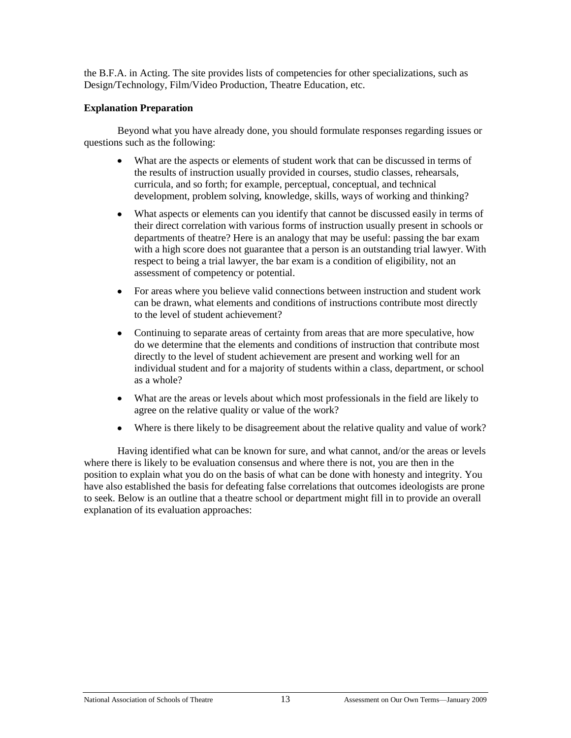the B.F.A. in Acting. The site provides lists of competencies for other specializations, such as Design/Technology, Film/Video Production, Theatre Education, etc.

**Explanation Preparation**

Beyond what you have already done, you should formulate responses regarding issues or questions such as the following:

- What are the aspects or elements of student work that can be discussed in terms of the results of instruction usually provided in courses, studio classes, rehearsals, curricula, and so forth; for example, perceptual, conceptual, and technical development, problem solving, knowledge, skills, ways of working and thinking?
- What aspects or elements can you identify that cannot be discussed easily in terms of their direct correlation with various forms of instruction usually present in schools or departments of theatre? Here is an analogy that may be useful: passing the bar exam with a high score does not guarantee that a person is an outstanding trial lawyer. With respect to being a trial lawyer, the bar exam is a condition of eligibility, not an assessment of competency or potential.
- For areas where you believe valid connections between instruction and student work can be drawn, what elements and conditions of instructions contribute most directly to the level of student achievement?
- Continuing to separate areas of certainty from areas that are more speculative, how do we determine that the elements and conditions of instruction that contribute most directly to the level of student achievement are present and working well for an individual student and for a majority of students within a class, department, or school as a whole?
- What are the areas or levels about which most professionals in the field are likely to agree on the relative quality or value of the work?
- Where is there likely to be disagreement about the relative quality and value of work?

Having identified what can be known for sure, and what cannot, and/or the areas or levels where there is likely to be evaluation consensus and where there is not, you are then in the position to explain what you do on the basis of what can be done with honesty and integrity. You have also established the basis for defeating false correlations that outcomes ideologists are prone to seek. Below is an outline that a theatre school or department might fill in to provide an overall explanation of its evaluation approaches: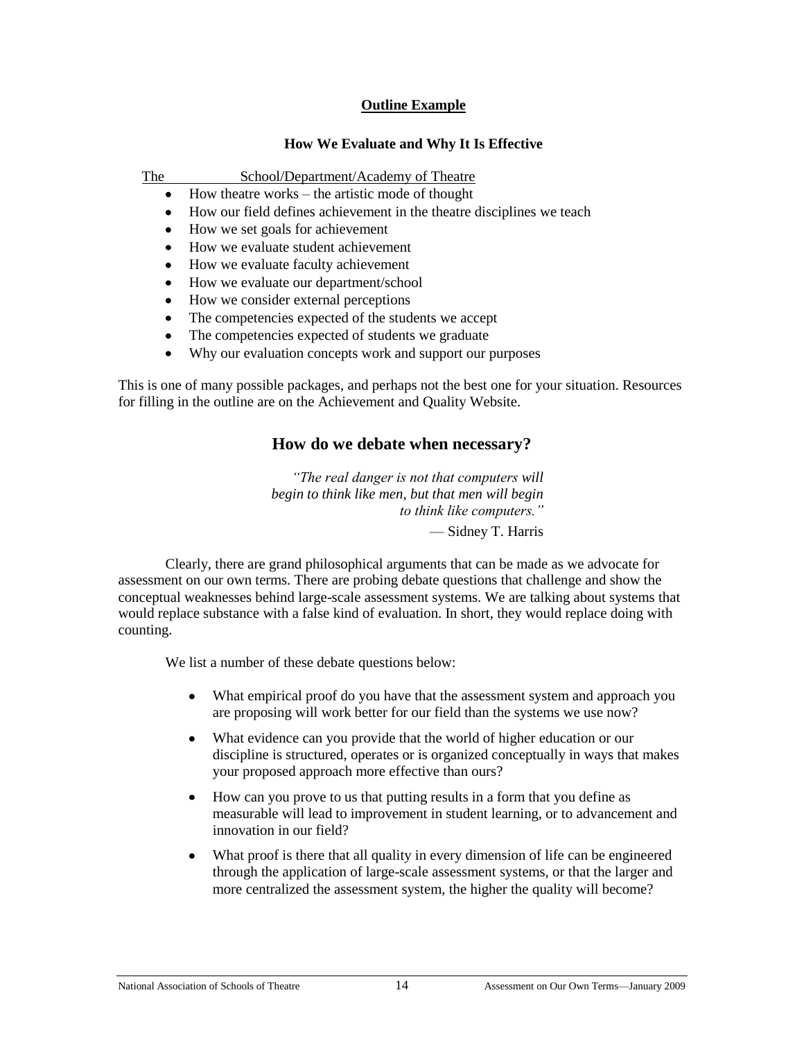**Outline Example**

**How We Evaluate and Why It Is Effective**

The \_\_\_\_\_\_\_\_\_\_ School/Department/Academy of Theatre

- How theatre works – the artistic mode of thought
- How our field defines achievement in the theatre disciplines we teach
- How we set goals for achievement
- How we evaluate student achievement
- How we evaluate faculty achievement
- How we evaluate our department/school
- How we consider external perceptions
- The competencies expected of the students we accept
- The competencies expected of students we graduate
- Why our evaluation concepts work and support our purposes

This is one of many possible packages, and perhaps not the best one for your situation. Resources for filling in the outline are on the Achievement and Quality Website.

## How do we debate when necessary?

> *"The real danger is not that computers will begin to think like men, but that men will begin to think like computers."*
>
> — Sidney T. Harris

Clearly, there are grand philosophical arguments that can be made as we advocate for assessment on our own terms. There are probing debate questions that challenge and show the conceptual weaknesses behind large-scale assessment systems. We are talking about systems that would replace substance with a false kind of evaluation. In short, they would replace doing with counting.

We list a number of these debate questions below:

- What empirical proof do you have that the assessment system and approach you are proposing will work better for our field than the systems we use now?
- What evidence can you provide that the world of higher education or our discipline is structured, operates or is organized conceptually in ways that makes your proposed approach more effective than ours?
- How can you prove to us that putting results in a form that you define as measurable will lead to improvement in student learning, or to advancement and innovation in our field?
- What proof is there that all quality in every dimension of life can be engineered through the application of large-scale assessment systems, or that the larger and more centralized the assessment system, the higher the quality will become?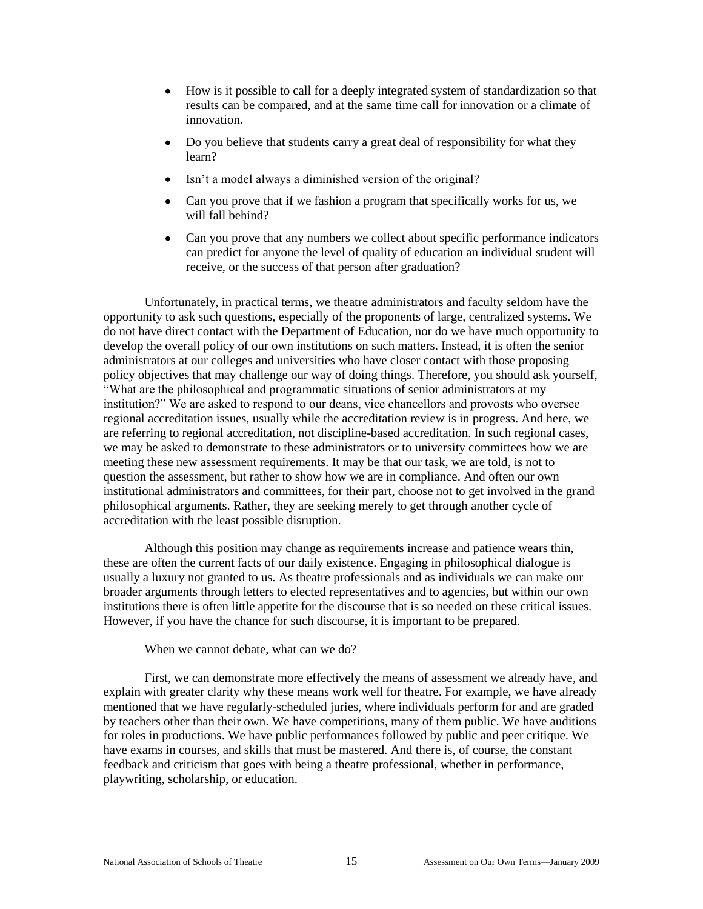- How is it possible to call for a deeply integrated system of standardization so that results can be compared, and at the same time call for innovation or a climate of innovation.
- Do you believe that students carry a great deal of responsibility for what they learn?
- Isn't a model always a diminished version of the original?
- Can you prove that if we fashion a program that specifically works for us, we will fall behind?
- Can you prove that any numbers we collect about specific performance indicators can predict for anyone the level of quality of education an individual student will receive, or the success of that person after graduation?

Unfortunately, in practical terms, we theatre administrators and faculty seldom have the opportunity to ask such questions, especially of the proponents of large, centralized systems. We do not have direct contact with the Department of Education, nor do we have much opportunity to develop the overall policy of our own institutions on such matters. Instead, it is often the senior administrators at our colleges and universities who have closer contact with those proposing policy objectives that may challenge our way of doing things. Therefore, you should ask yourself, "What are the philosophical and programmatic situations of senior administrators at my institution?" We are asked to respond to our deans, vice chancellors and provosts who oversee regional accreditation issues, usually while the accreditation review is in progress. And here, we are referring to regional accreditation, not discipline-based accreditation. In such regional cases, we may be asked to demonstrate to these administrators or to university committees how we are meeting these new assessment requirements. It may be that our task, we are told, is not to question the assessment, but rather to show how we are in compliance. And often our own institutional administrators and committees, for their part, choose not to get involved in the grand philosophical arguments. Rather, they are seeking merely to get through another cycle of accreditation with the least possible disruption.

Although this position may change as requirements increase and patience wears thin, these are often the current facts of our daily existence. Engaging in philosophical dialogue is usually a luxury not granted to us. As theatre professionals and as individuals we can make our broader arguments through letters to elected representatives and to agencies, but within our own institutions there is often little appetite for the discourse that is so needed on these critical issues. However, if you have the chance for such discourse, it is important to be prepared.

When we cannot debate, what can we do?

First, we can demonstrate more effectively the means of assessment we already have, and explain with greater clarity why these means work well for theatre. For example, we have already mentioned that we have regularly-scheduled juries, where individuals perform for and are graded by teachers other than their own. We have competitions, many of them public. We have auditions for roles in productions. We have public performances followed by public and peer critique. We have exams in courses, and skills that must be mastered. And there is, of course, the constant feedback and criticism that goes with being a theatre professional, whether in performance, playwriting, scholarship, or education.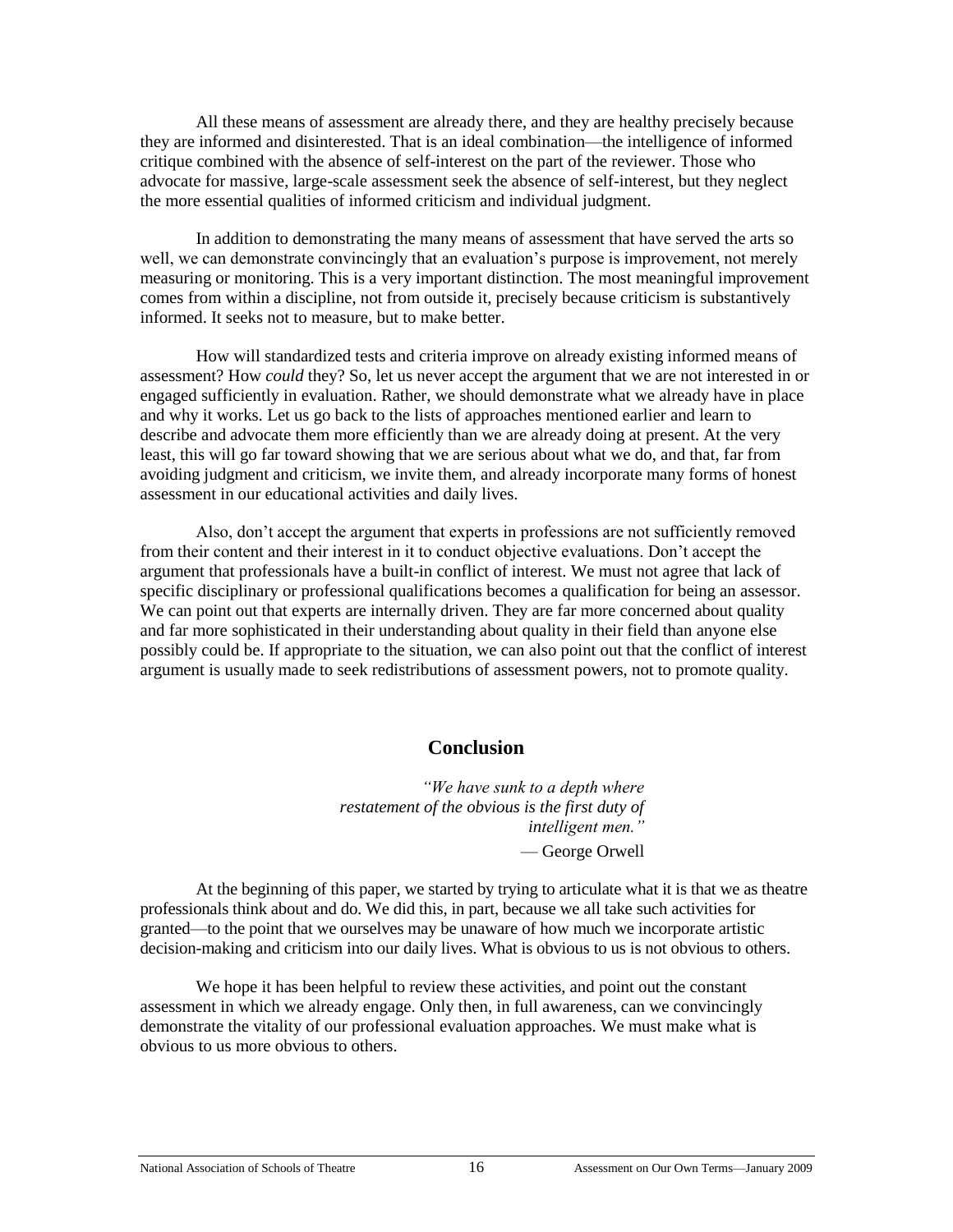All these means of assessment are already there, and they are healthy precisely because they are informed and disinterested. That is an ideal combination—the intelligence of informed critique combined with the absence of self-interest on the part of the reviewer. Those who advocate for massive, large-scale assessment seek the absence of self-interest, but they neglect the more essential qualities of informed criticism and individual judgment.

In addition to demonstrating the many means of assessment that have served the arts so well, we can demonstrate convincingly that an evaluation's purpose is improvement, not merely measuring or monitoring. This is a very important distinction. The most meaningful improvement comes from within a discipline, not from outside it, precisely because criticism is substantively informed. It seeks not to measure, but to make better.

How will standardized tests and criteria improve on already existing informed means of assessment? How *could* they? So, let us never accept the argument that we are not interested in or engaged sufficiently in evaluation. Rather, we should demonstrate what we already have in place and why it works. Let us go back to the lists of approaches mentioned earlier and learn to describe and advocate them more efficiently than we are already doing at present. At the very least, this will go far toward showing that we are serious about what we do, and that, far from avoiding judgment and criticism, we invite them, and already incorporate many forms of honest assessment in our educational activities and daily lives.

Also, don't accept the argument that experts in professions are not sufficiently removed from their content and their interest in it to conduct objective evaluations. Don't accept the argument that professionals have a built-in conflict of interest. We must not agree that lack of specific disciplinary or professional qualifications becomes a qualification for being an assessor. We can point out that experts are internally driven. They are far more concerned about quality and far more sophisticated in their understanding about quality in their field than anyone else possibly could be. If appropriate to the situation, we can also point out that the conflict of interest argument is usually made to seek redistributions of assessment powers, not to promote quality.

## Conclusion

*"We have sunk to a depth where restatement of the obvious is the first duty of intelligent men."*
— George Orwell

At the beginning of this paper, we started by trying to articulate what it is that we as theatre professionals think about and do. We did this, in part, because we all take such activities for granted—to the point that we ourselves may be unaware of how much we incorporate artistic decision-making and criticism into our daily lives. What is obvious to us is not obvious to others.

We hope it has been helpful to review these activities, and point out the constant assessment in which we already engage. Only then, in full awareness, can we convincingly demonstrate the vitality of our professional evaluation approaches. We must make what is obvious to us more obvious to others.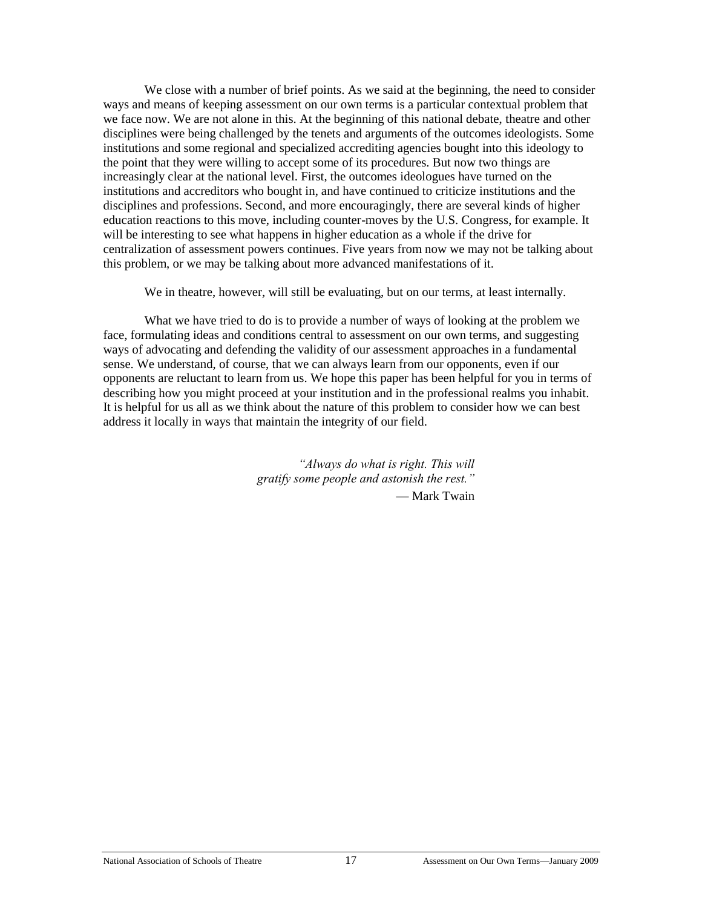We close with a number of brief points. As we said at the beginning, the need to consider ways and means of keeping assessment on our own terms is a particular contextual problem that we face now. We are not alone in this. At the beginning of this national debate, theatre and other disciplines were being challenged by the tenets and arguments of the outcomes ideologists. Some institutions and some regional and specialized accrediting agencies bought into this ideology to the point that they were willing to accept some of its procedures. But now two things are increasingly clear at the national level. First, the outcomes ideologues have turned on the institutions and accreditors who bought in, and have continued to criticize institutions and the disciplines and professions. Second, and more encouragingly, there are several kinds of higher education reactions to this move, including counter-moves by the U.S. Congress, for example. It will be interesting to see what happens in higher education as a whole if the drive for centralization of assessment powers continues. Five years from now we may not be talking about this problem, or we may be talking about more advanced manifestations of it.

We in theatre, however, will still be evaluating, but on our terms, at least internally.

What we have tried to do is to provide a number of ways of looking at the problem we face, formulating ideas and conditions central to assessment on our own terms, and suggesting ways of advocating and defending the validity of our assessment approaches in a fundamental sense. We understand, of course, that we can always learn from our opponents, even if our opponents are reluctant to learn from us. We hope this paper has been helpful for you in terms of describing how you might proceed at your institution and in the professional realms you inhabit. It is helpful for us all as we think about the nature of this problem to consider how we can best address it locally in ways that maintain the integrity of our field.

*"Always do what is right. This will gratify some people and astonish the rest."*
— Mark Twain